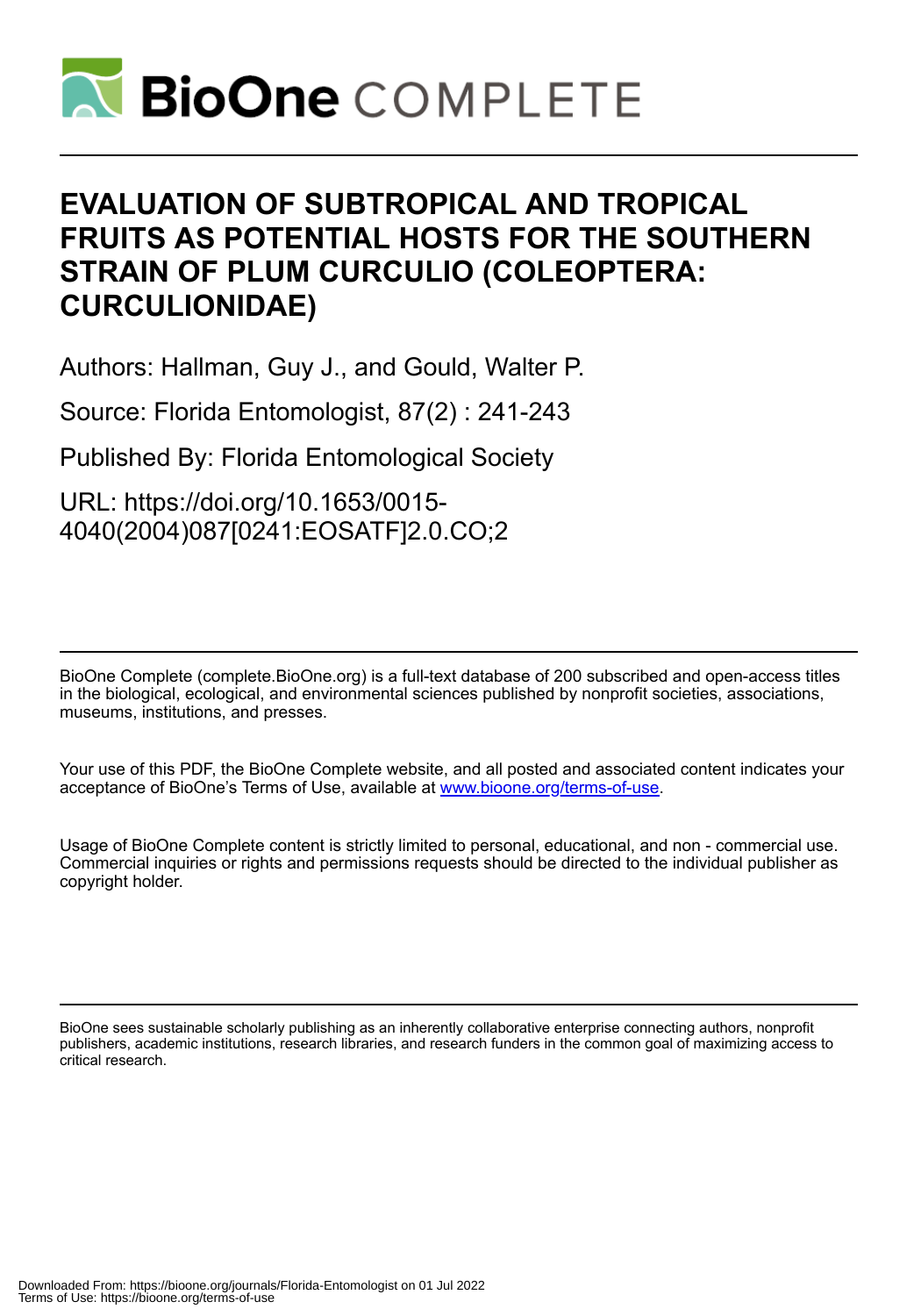# EVALUATION OF SUBTROPICAL AND TROPICAL FRUITS AS POTENTIAL HOSTS FOR THE SOUTHERN STRAIN OF PLUM CURCULIO (COLEOPTERA: CURCULIONIDAE)

Authors: Hallman, Guy J., and Gould, Walter P.

Source: Florida Entomologist, 87(2) : 241-243

Published By: Florida Entomological Society

URL: https://doi.org/10.1653/0015-4040(2004)087[0241:EOSATF]2.0.CO;2

BioOne Complete (complete.BioOne.org) is a full-text database of 200 subscribed and open-access titles in the biological, ecological, and environmental sciences published by nonprofit societies, associations, museums, institutions, and presses.

Your use of this PDF, the BioOne Complete website, and all posted and associated content indicates your acceptance of BioOne's Terms of Use, available at www.bioone.org/terms-of-use.

Usage of BioOne Complete content is strictly limited to personal, educational, and non - commercial use. Commercial inquiries or rights and permissions requests should be directed to the individual publisher as copyright holder.

BioOne sees sustainable scholarly publishing as an inherently collaborative enterprise connecting authors, nonprofit publishers, academic institutions, research libraries, and research funders in the common goal of maximizing access to critical research.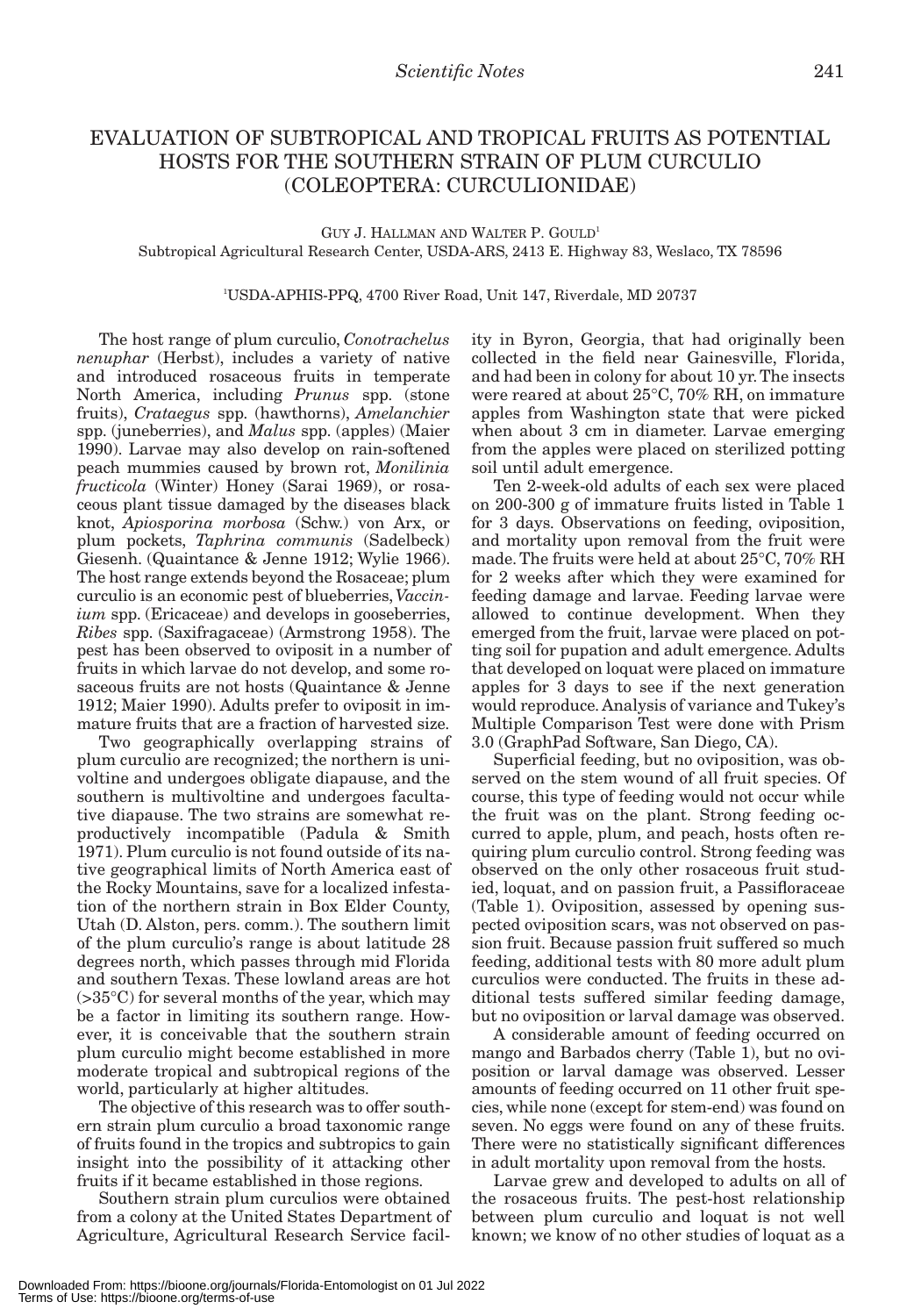# EVALUATION OF SUBTROPICAL AND TROPICAL FRUITS AS POTENTIAL HOSTS FOR THE SOUTHERN STRAIN OF PLUM CURCULIO (COLEOPTERA: CURCULIONIDAE)

GUY J. HALLMAN AND WALTER P. GOULD[1]

Subtropical Agricultural Research Center, USDA-ARS, 2413 E. Highway 83, Weslaco, TX 78596

[1]USDA-APHIS-PPQ, 4700 River Road, Unit 147, Riverdale, MD 20737

The host range of plum curculio, *Conotrachelus nenuphar* (Herbst), includes a variety of native and introduced rosaceous fruits in temperate North America, including *Prunus* spp. (stone fruits), *Crataegus* spp. (hawthorns), *Amelanchier* spp. (juneberries), and *Malus* spp. (apples) (Maier 1990). Larvae may also develop on rain-softened peach mummies caused by brown rot, *Monilinia fructicola* (Winter) Honey (Sarai 1969), or rosaceous plant tissue damaged by the diseases black knot, *Apiosporina morbosa* (Schw.) von Arx, or plum pockets, *Taphrina communis* (Sadelbeck) Giesenh. (Quaintance & Jenne 1912; Wylie 1966). The host range extends beyond the Rosaceae; plum curculio is an economic pest of blueberries, *Vaccinium* spp. (Ericaceae) and develops in gooseberries, *Ribes* spp. (Saxifragaceae) (Armstrong 1958). The pest has been observed to oviposit in a number of fruits in which larvae do not develop, and some rosaceous fruits are not hosts (Quaintance & Jenne 1912; Maier 1990). Adults prefer to oviposit in immature fruits that are a fraction of harvested size.

Two geographically overlapping strains of plum curculio are recognized; the northern is univoltine and undergoes obligate diapause, and the southern is multivoltine and undergoes facultative diapause. The two strains are somewhat reproductively incompatible (Padula & Smith 1971). Plum curculio is not found outside of its native geographical limits of North America east of the Rocky Mountains, save for a localized infestation of the northern strain in Box Elder County, Utah (D. Alston, pers. comm.). The southern limit of the plum curculio's range is about latitude 28 degrees north, which passes through mid Florida and southern Texas. These lowland areas are hot (>35°C) for several months of the year, which may be a factor in limiting its southern range. However, it is conceivable that the southern strain plum curculio might become established in more moderate tropical and subtropical regions of the world, particularly at higher altitudes.

The objective of this research was to offer southern strain plum curculio a broad taxonomic range of fruits found in the tropics and subtropics to gain insight into the possibility of it attacking other fruits if it became established in those regions.

Southern strain plum curculios were obtained from a colony at the United States Department of Agriculture, Agricultural Research Service facility in Byron, Georgia, that had originally been collected in the field near Gainesville, Florida, and had been in colony for about 10 yr. The insects were reared at about 25°C, 70% RH, on immature apples from Washington state that were picked when about 3 cm in diameter. Larvae emerging from the apples were placed on sterilized potting soil until adult emergence.

Ten 2-week-old adults of each sex were placed on 200-300 g of immature fruits listed in Table 1 for 3 days. Observations on feeding, oviposition, and mortality upon removal from the fruit were made. The fruits were held at about 25°C, 70% RH for 2 weeks after which they were examined for feeding damage and larvae. Feeding larvae were allowed to continue development. When they emerged from the fruit, larvae were placed on potting soil for pupation and adult emergence. Adults that developed on loquat were placed on immature apples for 3 days to see if the next generation would reproduce. Analysis of variance and Tukey's Multiple Comparison Test were done with Prism 3.0 (GraphPad Software, San Diego, CA).

Superficial feeding, but no oviposition, was observed on the stem wound of all fruit species. Of course, this type of feeding would not occur while the fruit was on the plant. Strong feeding occurred to apple, plum, and peach, hosts often requiring plum curculio control. Strong feeding was observed on the only other rosaceous fruit studied, loquat, and on passion fruit, a Passifloraceae (Table 1). Oviposition, assessed by opening suspected oviposition scars, was not observed on passion fruit. Because passion fruit suffered so much feeding, additional tests with 80 more adult plum curculios were conducted. The fruits in these additional tests suffered similar feeding damage, but no oviposition or larval damage was observed.

A considerable amount of feeding occurred on mango and Barbados cherry (Table 1), but no oviposition or larval damage was observed. Lesser amounts of feeding occurred on 11 other fruit species, while none (except for stem-end) was found on seven. No eggs were found on any of these fruits. There were no statistically significant differences in adult mortality upon removal from the hosts.

Larvae grew and developed to adults on all of the rosaceous fruits. The pest-host relationship between plum curculio and loquat is not well known; we know of no other studies of loquat as a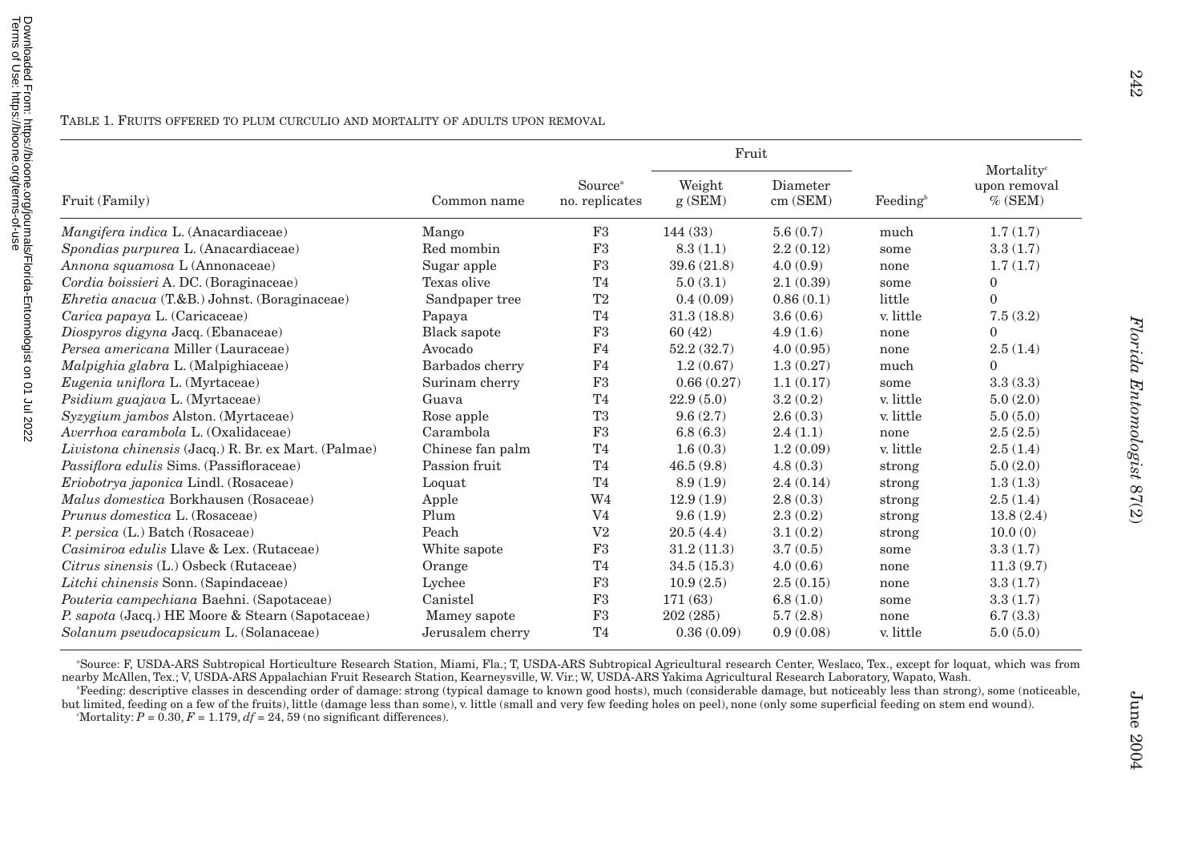TABLE 1. FRUITS OFFERED TO PLUM CURCULIO AND MORTALITY OF ADULTS UPON REMOVAL

| Fruit (Family) | Common name | Source[a] no. replicates | Fruit | | Feeding[b] | Mortality[c] upon removal % (SEM) |
|---|---|---|---|---|---|---|
| | | | Weight g (SEM) | Diameter cm (SEM) | | |
| *Mangifera indica* L. (Anacardiaceae) | Mango | F3 | 144 (33) | 5.6 (0.7) | much | 1.7 (1.7) |
| *Spondias purpurea* L. (Anacardiaceae) | Red mombin | F3 | 8.3 (1.1) | 2.2 (0.12) | some | 3.3 (1.7) |
| *Annona squamosa* L (Annonaceae) | Sugar apple | F3 | 39.6 (21.8) | 4.0 (0.9) | none | 1.7 (1.7) |
| *Cordia boissieri* A. DC. (Boraginaceae) | Texas olive | T4 | 5.0 (3.1) | 2.1 (0.39) | some | 0 |
| *Ehretia anacua* (T.&B.) Johnst. (Boraginaceae) | Sandpaper tree | T2 | 0.4 (0.09) | 0.86 (0.1) | little | 0 |
| *Carica papaya* L. (Caricaceae) | Papaya | T4 | 31.3 (18.8) | 3.6 (0.6) | v. little | 7.5 (3.2) |
| *Diospyros digyna* Jacq. (Ebanaceae) | Black sapote | F3 | 60 (42) | 4.9 (1.6) | none | 0 |
| *Persea americana* Miller (Lauraceae) | Avocado | F4 | 52.2 (32.7) | 4.0 (0.95) | none | 2.5 (1.4) |
| *Malpighia glabra* L. (Malpighiaceae) | Barbados cherry | F4 | 1.2 (0.67) | 1.3 (0.27) | much | 0 |
| *Eugenia uniflora* L. (Myrtaceae) | Surinam cherry | F3 | 0.66 (0.27) | 1.1 (0.17) | some | 3.3 (3.3) |
| *Psidium guajava* L. (Myrtaceae) | Guava | T4 | 22.9 (5.0) | 3.2 (0.2) | v. little | 5.0 (2.0) |
| *Syzygium jambos* Alston. (Myrtaceae) | Rose apple | T3 | 9.6 (2.7) | 2.6 (0.3) | v. little | 5.0 (5.0) |
| *Averrhoa carambola* L. (Oxalidaceae) | Carambola | F3 | 6.8 (6.3) | 2.4 (1.1) | none | 2.5 (2.5) |
| *Livistona chinensis* (Jacq.) R. Br. ex Mart. (Palmae) | Chinese fan palm | T4 | 1.6 (0.3) | 1.2 (0.09) | v. little | 2.5 (1.4) |
| *Passiflora edulis* Sims. (Passifloraceae) | Passion fruit | T4 | 46.5 (9.8) | 4.8 (0.3) | strong | 5.0 (2.0) |
| *Eriobotrya japonica* Lindl. (Rosaceae) | Loquat | T4 | 8.9 (1.9) | 2.4 (0.14) | strong | 1.3 (1.3) |
| *Malus domestica* Borkhausen (Rosaceae) | Apple | W4 | 12.9 (1.9) | 2.8 (0.3) | strong | 2.5 (1.4) |
| *Prunus domestica* L. (Rosaceae) | Plum | V4 | 9.6 (1.9) | 2.3 (0.2) | strong | 13.8 (2.4) |
| *P. persica* (L.) Batch (Rosaceae) | Peach | V2 | 20.5 (4.4) | 3.1 (0.2) | strong | 10.0 (0) |
| *Casimiroa edulis* Llave & Lex. (Rutaceae) | White sapote | F3 | 31.2 (11.3) | 3.7 (0.5) | some | 3.3 (1.7) |
| *Citrus sinensis* (L.) Osbeck (Rutaceae) | Orange | T4 | 34.5 (15.3) | 4.0 (0.6) | none | 11.3 (9.7) |
| *Litchi chinensis* Sonn. (Sapindaceae) | Lychee | F3 | 10.9 (2.5) | 2.5 (0.15) | none | 3.3 (1.7) |
| *Pouteria campechiana* Baehni. (Sapotaceae) | Canistel | F3 | 171 (63) | 6.8 (1.0) | some | 3.3 (1.7) |
| *P. sapota* (Jacq.) HE Moore & Stearn (Sapotaceae) | Mamey sapote | F3 | 202 (285) | 5.7 (2.8) | none | 6.7 (3.3) |
| *Solanum pseudocapsicum* L. (Solanaceae) | Jerusalem cherry | T4 | 0.36 (0.09) | 0.9 (0.08) | v. little | 5.0 (5.0) |

[a]Source: F, USDA-ARS Subtropical Horticulture Research Station, Miami, Fla.; T, USDA-ARS Subtropical Agricultural research Center, Weslaco, Tex., except for loquat, which was from nearby McAllen, Tex.; V, USDA-ARS Appalachian Fruit Research Station, Kearneysville, W. Vir.; W, USDA-ARS Yakima Agricultural Research Laboratory, Wapato, Wash.

[b]Feeding: descriptive classes in descending order of damage: strong (typical damage to known good hosts), much (considerable damage, but noticeably less than strong), some (noticeable, but limited, feeding on a few of the fruits), little (damage less than some), v. little (small and very few feeding holes on peel), none (only some superficial feeding on stem end wound).

[c]Mortality: $P = 0.30$, $F = 1.179$, $df = 24, 59$ (no significant differences).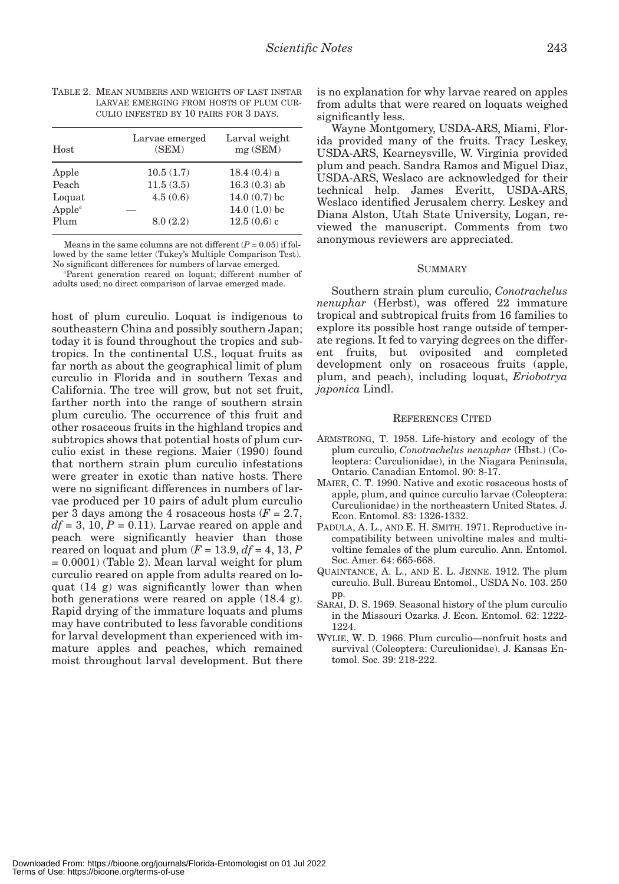TABLE 2. MEAN NUMBERS AND WEIGHTS OF LAST INSTAR LARVAE EMERGING FROM HOSTS OF PLUM CURCULIO INFESTED BY 10 PAIRS FOR 3 DAYS.

| Host | Larvae emerged (SEM) | Larval weight mg (SEM) |
|---|---|---|
| Apple | 10.5 (1.7) | 18.4 (0.4) a |
| Peach | 11.5 (3.5) | 16.3 (0.3) ab |
| Loquat | 4.5 (0.6) | 14.0 (0.7) bc |
| Apple[a] | — | 14.0 (1.0) bc |
| Plum | 8.0 (2.2) | 12.5 (0.6) c |

Means in the same columns are not different ($P = 0.05$) if followed by the same letter (Tukey's Multiple Comparison Test). No significant differences for numbers of larvae emerged.

[a]Parent generation reared on loquat; different number of adults used; no direct comparison of larvae emerged made.

host of plum curculio. Loquat is indigenous to southeastern China and possibly southern Japan; today it is found throughout the tropics and subtropics. In the continental U.S., loquat fruits as far north as about the geographical limit of plum curculio in Florida and in southern Texas and California. The tree will grow, but not set fruit, farther north into the range of southern strain plum curculio. The occurrence of this fruit and other rosaceous fruits in the highland tropics and subtropics shows that potential hosts of plum curculio exist in these regions. Maier (1990) found that northern strain plum curculio infestations were greater in exotic than native hosts. There were no significant differences in numbers of larvae produced per 10 pairs of adult plum curculio per 3 days among the 4 rosaceous hosts ($F = 2.7$, $df = 3, 10$, $P = 0.11$). Larvae reared on apple and peach were significantly heavier than those reared on loquat and plum ($F = 13.9$, $df = 4, 13$, $P = 0.0001$) (Table 2). Mean larval weight for plum curculio reared on apple from adults reared on loquat (14 g) was significantly lower than when both generations were reared on apple (18.4 g). Rapid drying of the immature loquats and plums may have contributed to less favorable conditions for larval development than experienced with immature apples and peaches, which remained moist throughout larval development. But there is no explanation for why larvae reared on apples from adults that were reared on loquats weighed significantly less.

Wayne Montgomery, USDA-ARS, Miami, Florida provided many of the fruits. Tracy Leskey, USDA-ARS, Kearneysville, W. Virginia provided plum and peach. Sandra Ramos and Miguel Diaz, USDA-ARS, Weslaco are acknowledged for their technical help. James Everitt, USDA-ARS, Weslaco identified Jerusalem cherry. Leskey and Diana Alston, Utah State University, Logan, reviewed the manuscript. Comments from two anonymous reviewers are appreciated.

## SUMMARY

Southern strain plum curculio, *Conotrachelus nenuphar* (Herbst), was offered 22 immature tropical and subtropical fruits from 16 families to explore its possible host range outside of temperate regions. It fed to varying degrees on the different fruits, but oviposited and completed development only on rosaceous fruits (apple, plum, and peach), including loquat, *Eriobotrya japonica* Lindl.

## REFERENCES CITED

ARMSTRONG, T. 1958. Life-history and ecology of the plum curculio, *Conotrachelus nenuphar* (Hbst.) (Coleoptera: Curculionidae), in the Niagara Peninsula, Ontario. Canadian Entomol. 90: 8-17.

MAIER, C. T. 1990. Native and exotic rosaceous hosts of apple, plum, and quince curculio larvae (Coleoptera: Curculionidae) in the northeastern United States. J. Econ. Entomol. 83: 1326-1332.

PADULA, A. L., AND E. H. SMITH. 1971. Reproductive incompatibility between univoltine males and multivoltine females of the plum curculio. Ann. Entomol. Soc. Amer. 64: 665-668.

QUAINTANCE, A. L., AND E. L. JENNE. 1912. The plum curculio. Bull. Bureau Entomol., USDA No. 103. 250 pp.

SARAI, D. S. 1969. Seasonal history of the plum curculio in the Missouri Ozarks. J. Econ. Entomol. 62: 1222-1224.

WYLIE, W. D. 1966. Plum curculio—nonfruit hosts and survival (Coleoptera: Curculionidae). J. Kansas Entomol. Soc. 39: 218-222.